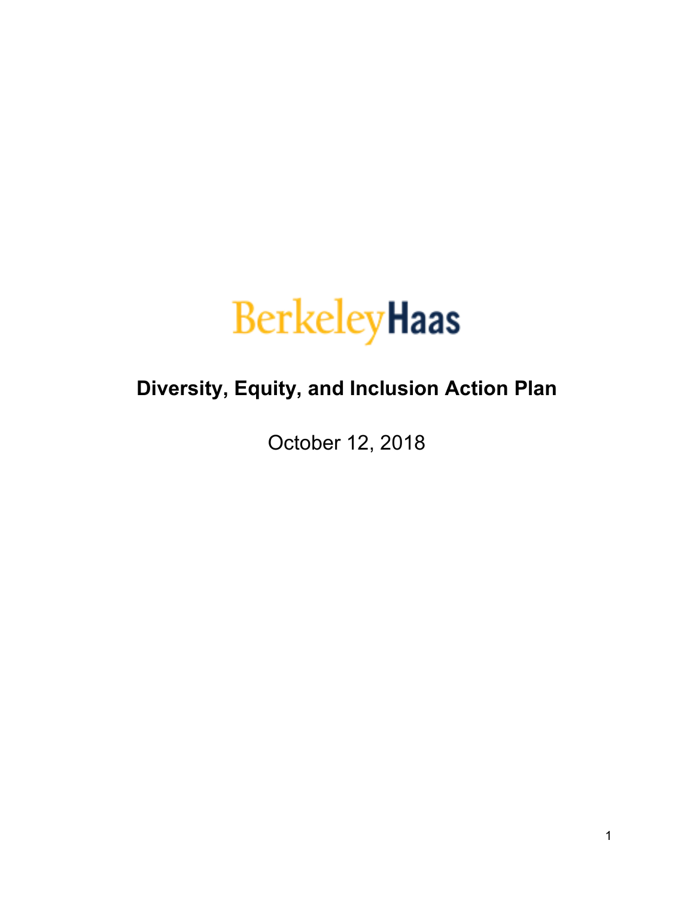BerkeleyHaas

# Diversity, Equity, and Inclusion Action Plan

October 12, 2018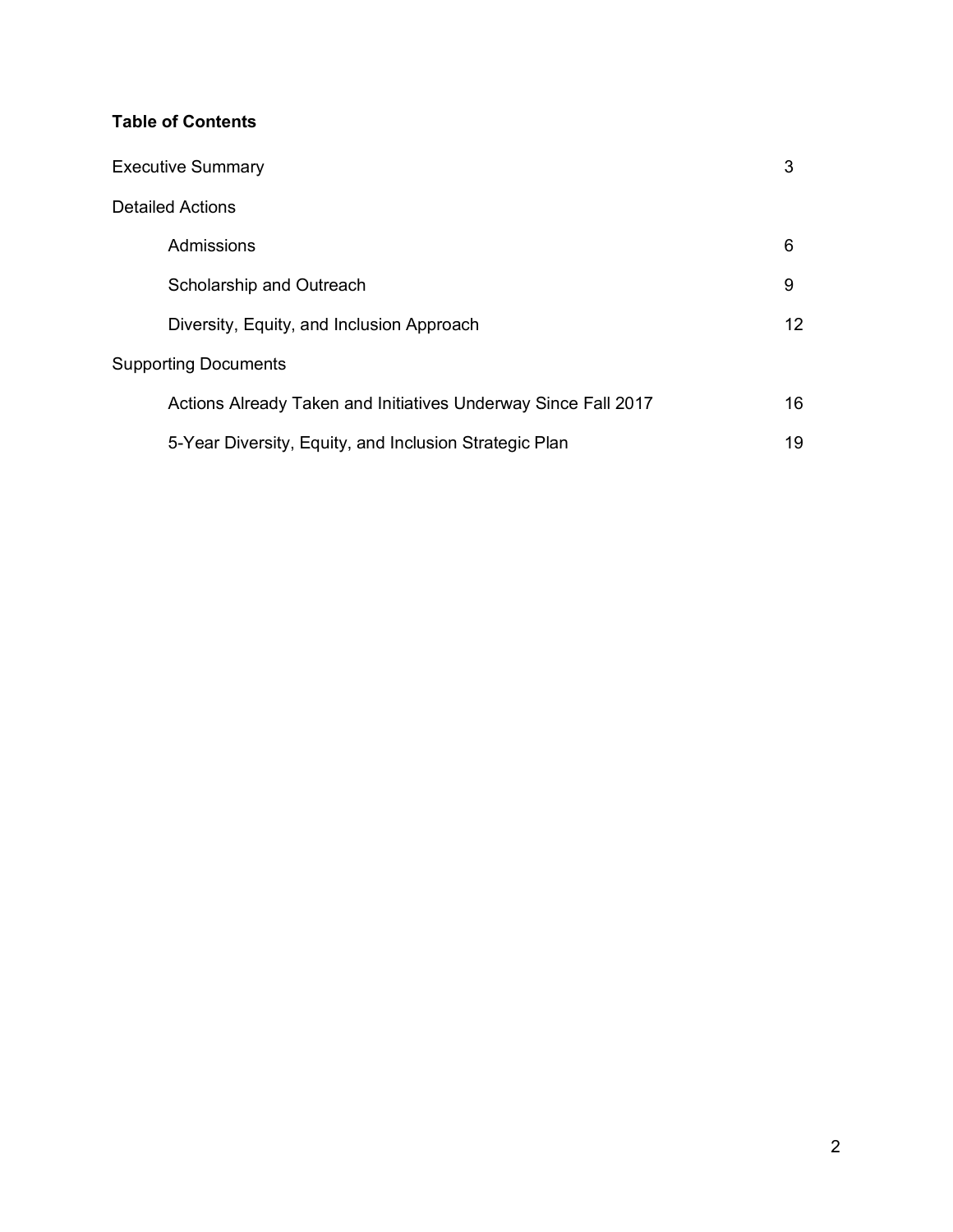**Table of Contents**

| | |
|---|---|
| Executive Summary | 3 |
| Detailed Actions | |
| &nbsp;&nbsp;&nbsp;&nbsp;Admissions | 6 |
| &nbsp;&nbsp;&nbsp;&nbsp;Scholarship and Outreach | 9 |
| &nbsp;&nbsp;&nbsp;&nbsp;Diversity, Equity, and Inclusion Approach | 12 |
| Supporting Documents | |
| &nbsp;&nbsp;&nbsp;&nbsp;Actions Already Taken and Initiatives Underway Since Fall 2017 | 16 |
| &nbsp;&nbsp;&nbsp;&nbsp;5-Year Diversity, Equity, and Inclusion Strategic Plan | 19 |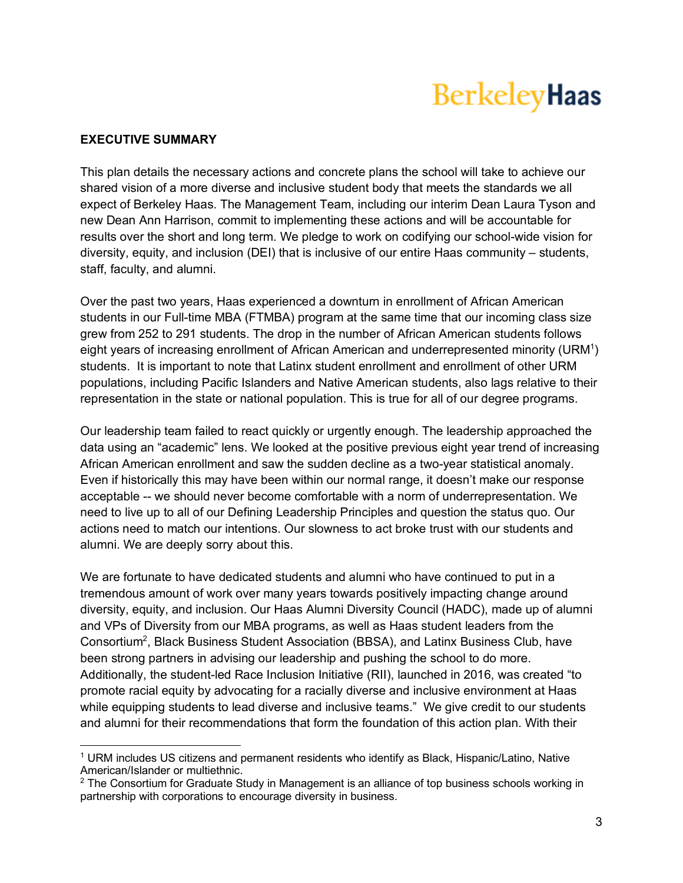## EXECUTIVE SUMMARY

This plan details the necessary actions and concrete plans the school will take to achieve our shared vision of a more diverse and inclusive student body that meets the standards we all expect of Berkeley Haas. The Management Team, including our interim Dean Laura Tyson and new Dean Ann Harrison, commit to implementing these actions and will be accountable for results over the short and long term. We pledge to work on codifying our school-wide vision for diversity, equity, and inclusion (DEI) that is inclusive of our entire Haas community – students, staff, faculty, and alumni.

Over the past two years, Haas experienced a downturn in enrollment of African American students in our Full-time MBA (FTMBA) program at the same time that our incoming class size grew from 252 to 291 students. The drop in the number of African American students follows eight years of increasing enrollment of African American and underrepresented minority (URM[1]) students. It is important to note that Latinx student enrollment and enrollment of other URM populations, including Pacific Islanders and Native American students, also lags relative to their representation in the state or national population. This is true for all of our degree programs.

Our leadership team failed to react quickly or urgently enough. The leadership approached the data using an "academic" lens. We looked at the positive previous eight year trend of increasing African American enrollment and saw the sudden decline as a two-year statistical anomaly. Even if historically this may have been within our normal range, it doesn't make our response acceptable -- we should never become comfortable with a norm of underrepresentation. We need to live up to all of our Defining Leadership Principles and question the status quo. Our actions need to match our intentions. Our slowness to act broke trust with our students and alumni. We are deeply sorry about this.

We are fortunate to have dedicated students and alumni who have continued to put in a tremendous amount of work over many years towards positively impacting change around diversity, equity, and inclusion. Our Haas Alumni Diversity Council (HADC), made up of alumni and VPs of Diversity from our MBA programs, as well as Haas student leaders from the Consortium[2], Black Business Student Association (BBSA), and Latinx Business Club, have been strong partners in advising our leadership and pushing the school to do more. Additionally, the student-led Race Inclusion Initiative (RII), launched in 2016, was created "to promote racial equity by advocating for a racially diverse and inclusive environment at Haas while equipping students to lead diverse and inclusive teams." We give credit to our students and alumni for their recommendations that form the foundation of this action plan. With their

---

[1] URM includes US citizens and permanent residents who identify as Black, Hispanic/Latino, Native American/Islander or multiethnic.

[2] The Consortium for Graduate Study in Management is an alliance of top business schools working in partnership with corporations to encourage diversity in business.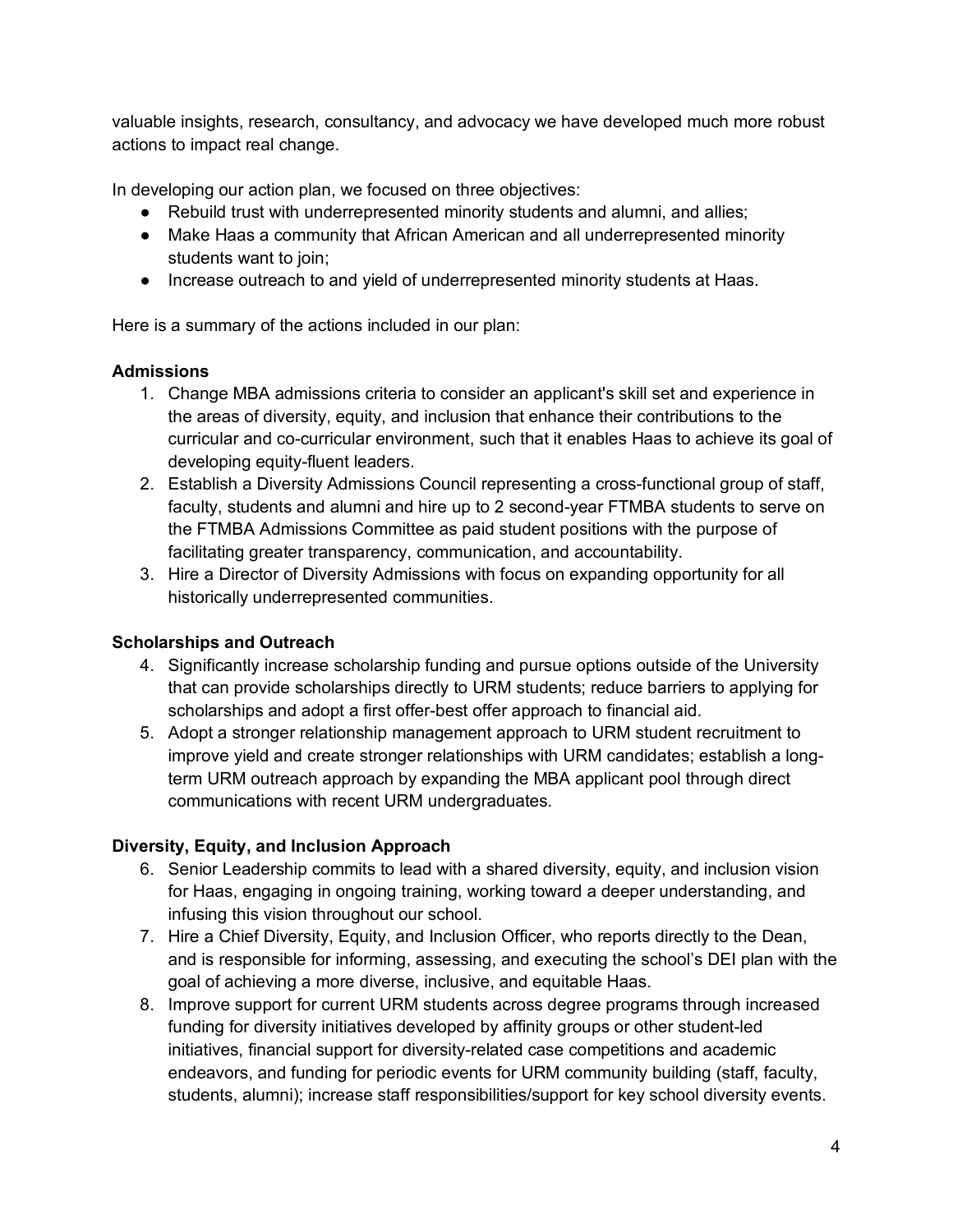valuable insights, research, consultancy, and advocacy we have developed much more robust actions to impact real change.

In developing our action plan, we focused on three objectives:

- Rebuild trust with underrepresented minority students and alumni, and allies;
- Make Haas a community that African American and all underrepresented minority students want to join;
- Increase outreach to and yield of underrepresented minority students at Haas.

Here is a summary of the actions included in our plan:

**Admissions**

1. Change MBA admissions criteria to consider an applicant's skill set and experience in the areas of diversity, equity, and inclusion that enhance their contributions to the curricular and co-curricular environment, such that it enables Haas to achieve its goal of developing equity-fluent leaders.
2. Establish a Diversity Admissions Council representing a cross-functional group of staff, faculty, students and alumni and hire up to 2 second-year FTMBA students to serve on the FTMBA Admissions Committee as paid student positions with the purpose of facilitating greater transparency, communication, and accountability.
3. Hire a Director of Diversity Admissions with focus on expanding opportunity for all historically underrepresented communities.

**Scholarships and Outreach**

4. Significantly increase scholarship funding and pursue options outside of the University that can provide scholarships directly to URM students; reduce barriers to applying for scholarships and adopt a first offer-best offer approach to financial aid.
5. Adopt a stronger relationship management approach to URM student recruitment to improve yield and create stronger relationships with URM candidates; establish a long-term URM outreach approach by expanding the MBA applicant pool through direct communications with recent URM undergraduates.

**Diversity, Equity, and Inclusion Approach**

6. Senior Leadership commits to lead with a shared diversity, equity, and inclusion vision for Haas, engaging in ongoing training, working toward a deeper understanding, and infusing this vision throughout our school.
7. Hire a Chief Diversity, Equity, and Inclusion Officer, who reports directly to the Dean, and is responsible for informing, assessing, and executing the school's DEI plan with the goal of achieving a more diverse, inclusive, and equitable Haas.
8. Improve support for current URM students across degree programs through increased funding for diversity initiatives developed by affinity groups or other student-led initiatives, financial support for diversity-related case competitions and academic endeavors, and funding for periodic events for URM community building (staff, faculty, students, alumni); increase staff responsibilities/support for key school diversity events.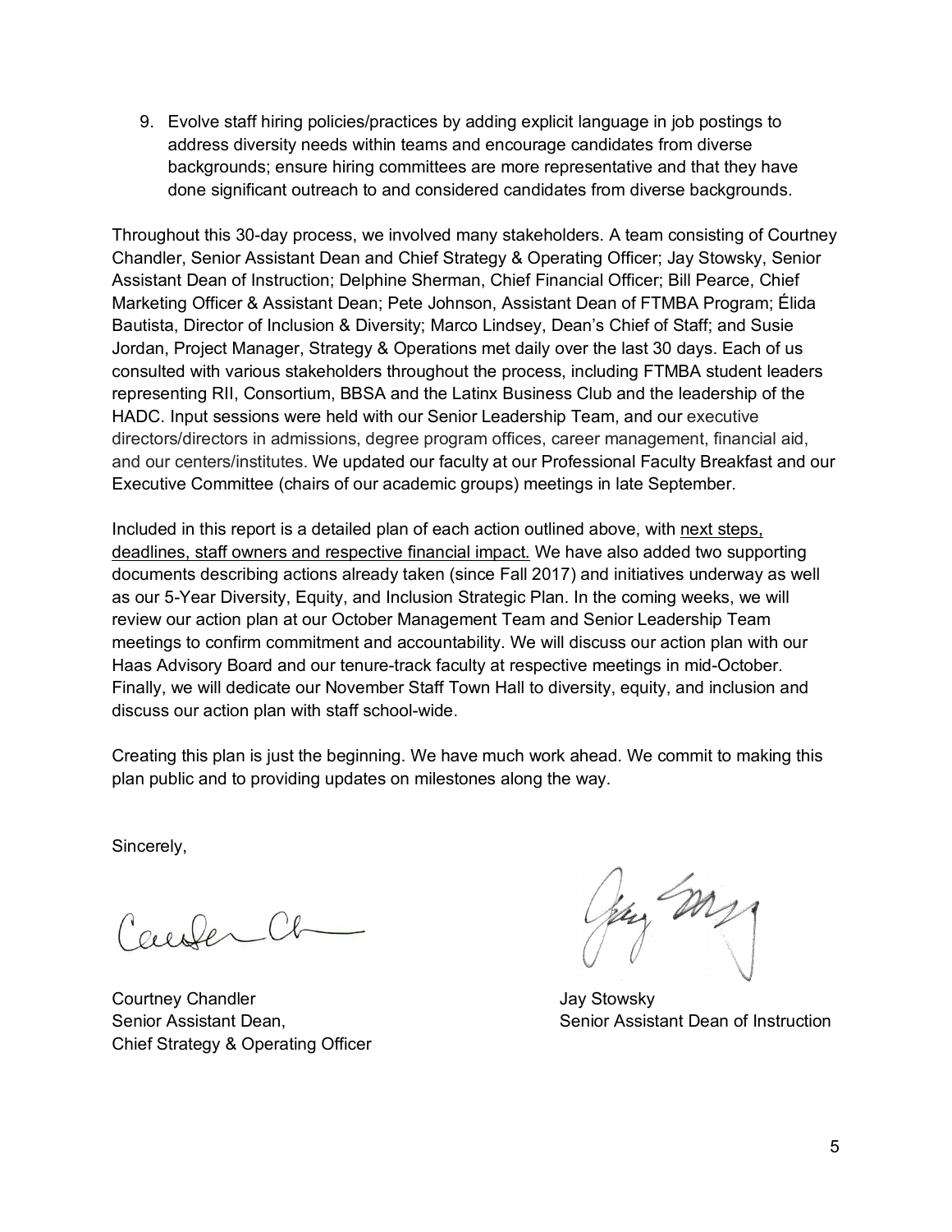9. Evolve staff hiring policies/practices by adding explicit language in job postings to address diversity needs within teams and encourage candidates from diverse backgrounds; ensure hiring committees are more representative and that they have done significant outreach to and considered candidates from diverse backgrounds.

Throughout this 30-day process, we involved many stakeholders. A team consisting of Courtney Chandler, Senior Assistant Dean and Chief Strategy & Operating Officer; Jay Stowsky, Senior Assistant Dean of Instruction; Delphine Sherman, Chief Financial Officer; Bill Pearce, Chief Marketing Officer & Assistant Dean; Pete Johnson, Assistant Dean of FTMBA Program; Élida Bautista, Director of Inclusion & Diversity; Marco Lindsey, Dean's Chief of Staff; and Susie Jordan, Project Manager, Strategy & Operations met daily over the last 30 days. Each of us consulted with various stakeholders throughout the process, including FTMBA student leaders representing RII, Consortium, BBSA and the Latinx Business Club and the leadership of the HADC. Input sessions were held with our Senior Leadership Team, and our executive directors/directors in admissions, degree program offices, career management, financial aid, and our centers/institutes. We updated our faculty at our Professional Faculty Breakfast and our Executive Committee (chairs of our academic groups) meetings in late September.

Included in this report is a detailed plan of each action outlined above, with <u>next steps, deadlines, staff owners and respective financial impact.</u> We have also added two supporting documents describing actions already taken (since Fall 2017) and initiatives underway as well as our 5-Year Diversity, Equity, and Inclusion Strategic Plan. In the coming weeks, we will review our action plan at our October Management Team and Senior Leadership Team meetings to confirm commitment and accountability. We will discuss our action plan with our Haas Advisory Board and our tenure-track faculty at respective meetings in mid-October. Finally, we will dedicate our November Staff Town Hall to diversity, equity, and inclusion and discuss our action plan with staff school-wide.

Creating this plan is just the beginning. We have much work ahead. We commit to making this plan public and to providing updates on milestones along the way.

Sincerely,

Courtney Chandler
Senior Assistant Dean,
Chief Strategy & Operating Officer

Jay Stowsky
Senior Assistant Dean of Instruction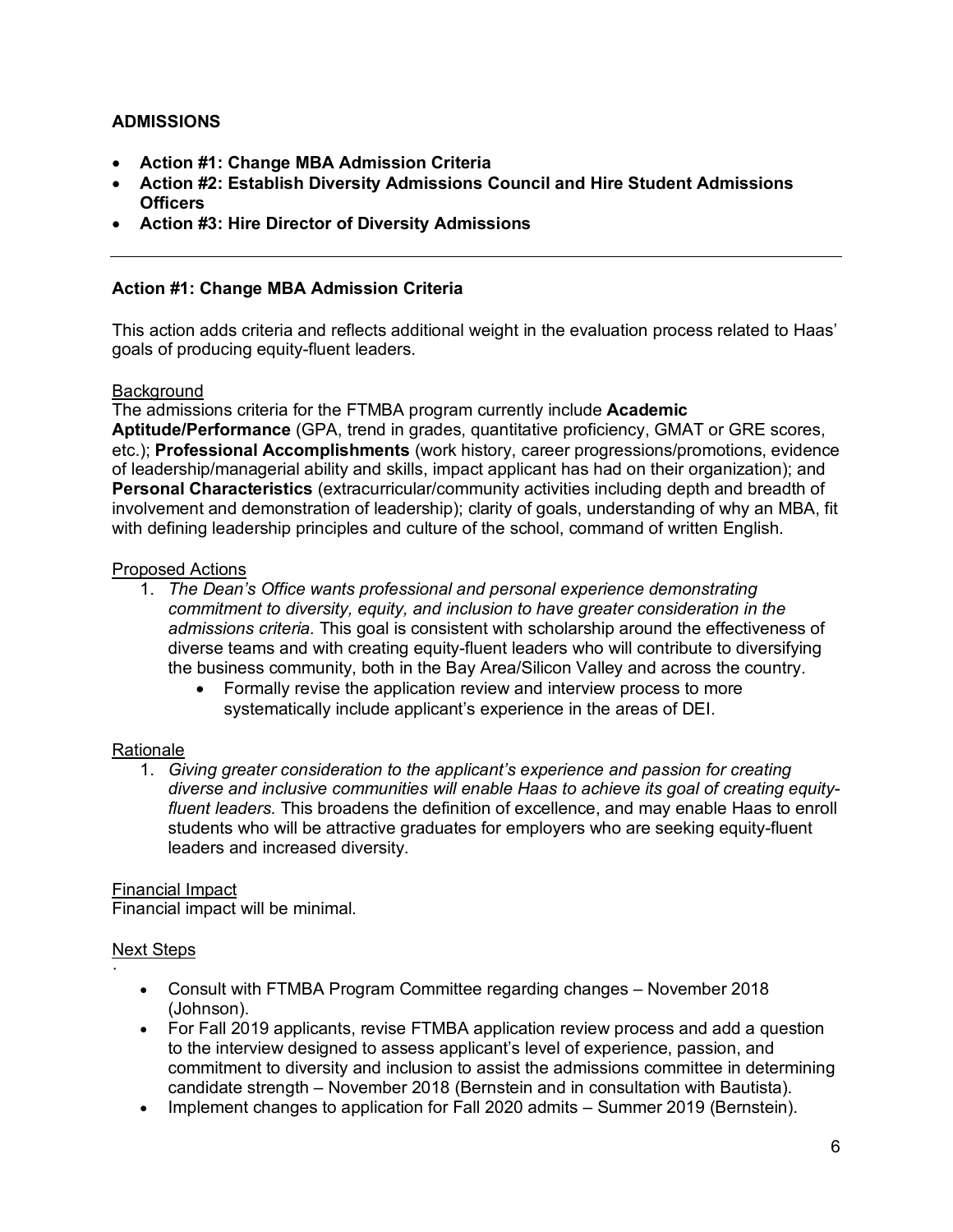## ADMISSIONS

- **Action #1: Change MBA Admission Criteria**
- **Action #2: Establish Diversity Admissions Council and Hire Student Admissions Officers**
- **Action #3: Hire Director of Diversity Admissions**

---

### Action #1: Change MBA Admission Criteria

This action adds criteria and reflects additional weight in the evaluation process related to Haas' goals of producing equity-fluent leaders.

<u>Background</u>

The admissions criteria for the FTMBA program currently include **Academic Aptitude/Performance** (GPA, trend in grades, quantitative proficiency, GMAT or GRE scores, etc.); **Professional Accomplishments** (work history, career progressions/promotions, evidence of leadership/managerial ability and skills, impact applicant has had on their organization); and **Personal Characteristics** (extracurricular/community activities including depth and breadth of involvement and demonstration of leadership); clarity of goals, understanding of why an MBA, fit with defining leadership principles and culture of the school, command of written English.

<u>Proposed Actions</u>

1. *The Dean's Office wants professional and personal experience demonstrating commitment to diversity, equity, and inclusion to have greater consideration in the admissions criteria.* This goal is consistent with scholarship around the effectiveness of diverse teams and with creating equity-fluent leaders who will contribute to diversifying the business community, both in the Bay Area/Silicon Valley and across the country.
   - Formally revise the application review and interview process to more systematically include applicant's experience in the areas of DEI.

<u>Rationale</u>

1. *Giving greater consideration to the applicant's experience and passion for creating diverse and inclusive communities will enable Haas to achieve its goal of creating equity-fluent leaders.* This broadens the definition of excellence, and may enable Haas to enroll students who will be attractive graduates for employers who are seeking equity-fluent leaders and increased diversity.

<u>Financial Impact</u>

Financial impact will be minimal.

<u>Next Steps</u>

- Consult with FTMBA Program Committee regarding changes – November 2018 (Johnson).
- For Fall 2019 applicants, revise FTMBA application review process and add a question to the interview designed to assess applicant's level of experience, passion, and commitment to diversity and inclusion to assist the admissions committee in determining candidate strength – November 2018 (Bernstein and in consultation with Bautista).
- Implement changes to application for Fall 2020 admits – Summer 2019 (Bernstein).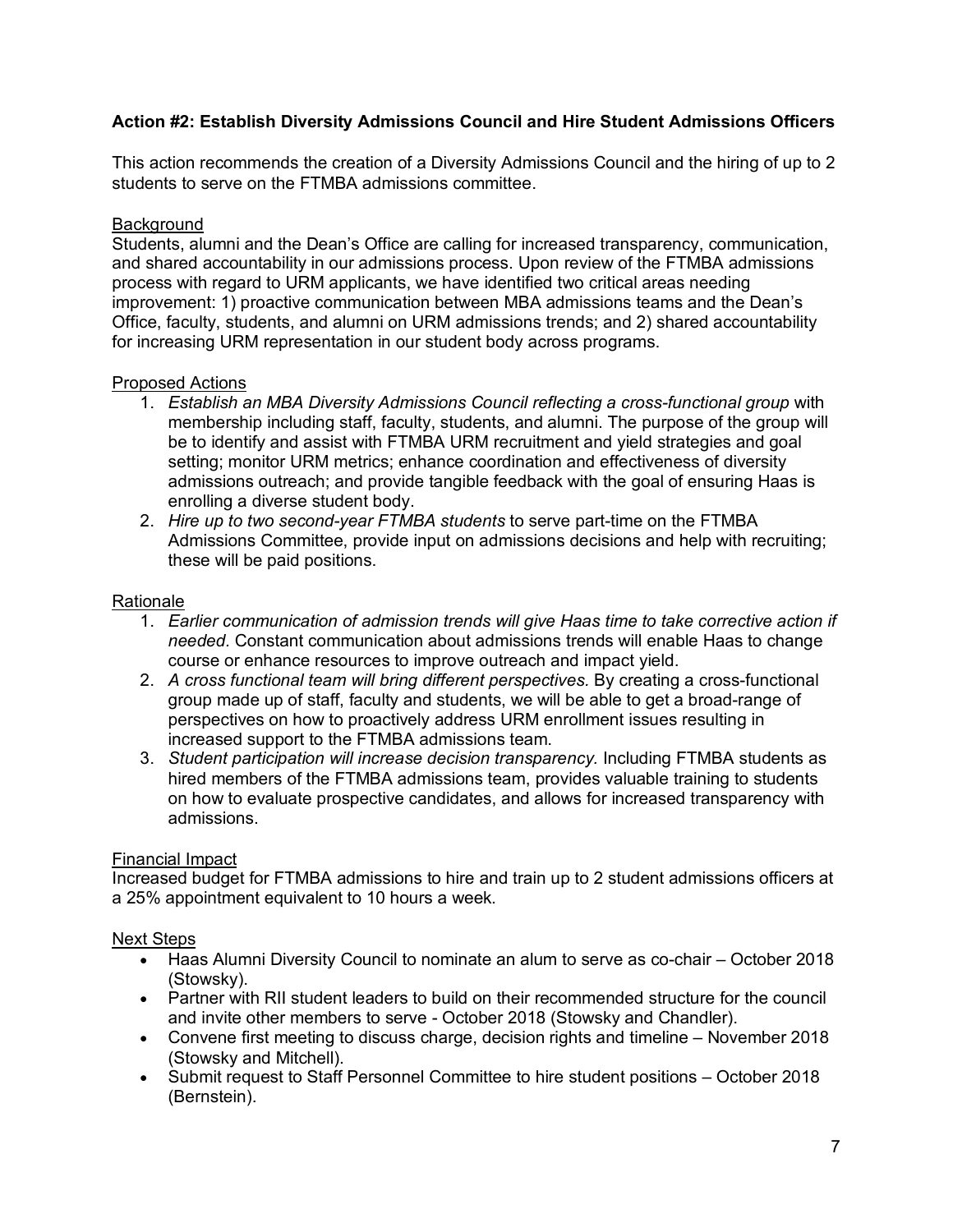**Action #2: Establish Diversity Admissions Council and Hire Student Admissions Officers**

This action recommends the creation of a Diversity Admissions Council and the hiring of up to 2 students to serve on the FTMBA admissions committee.

<u>Background</u>

Students, alumni and the Dean's Office are calling for increased transparency, communication, and shared accountability in our admissions process. Upon review of the FTMBA admissions process with regard to URM applicants, we have identified two critical areas needing improvement: 1) proactive communication between MBA admissions teams and the Dean's Office, faculty, students, and alumni on URM admissions trends; and 2) shared accountability for increasing URM representation in our student body across programs.

<u>Proposed Actions</u>

1. *Establish an MBA Diversity Admissions Council reflecting a cross-functional group* with membership including staff, faculty, students, and alumni. The purpose of the group will be to identify and assist with FTMBA URM recruitment and yield strategies and goal setting; monitor URM metrics; enhance coordination and effectiveness of diversity admissions outreach; and provide tangible feedback with the goal of ensuring Haas is enrolling a diverse student body.
2. *Hire up to two second-year FTMBA students* to serve part-time on the FTMBA Admissions Committee, provide input on admissions decisions and help with recruiting; these will be paid positions.

<u>Rationale</u>

1. *Earlier communication of admission trends will give Haas time to take corrective action if needed.* Constant communication about admissions trends will enable Haas to change course or enhance resources to improve outreach and impact yield.
2. *A cross functional team will bring different perspectives.* By creating a cross-functional group made up of staff, faculty and students, we will be able to get a broad-range of perspectives on how to proactively address URM enrollment issues resulting in increased support to the FTMBA admissions team.
3. *Student participation will increase decision transparency.* Including FTMBA students as hired members of the FTMBA admissions team, provides valuable training to students on how to evaluate prospective candidates, and allows for increased transparency with admissions.

<u>Financial Impact</u>

Increased budget for FTMBA admissions to hire and train up to 2 student admissions officers at a 25% appointment equivalent to 10 hours a week.

<u>Next Steps</u>

- Haas Alumni Diversity Council to nominate an alum to serve as co-chair – October 2018 (Stowsky).
- Partner with RII student leaders to build on their recommended structure for the council and invite other members to serve - October 2018 (Stowsky and Chandler).
- Convene first meeting to discuss charge, decision rights and timeline – November 2018 (Stowsky and Mitchell).
- Submit request to Staff Personnel Committee to hire student positions – October 2018 (Bernstein).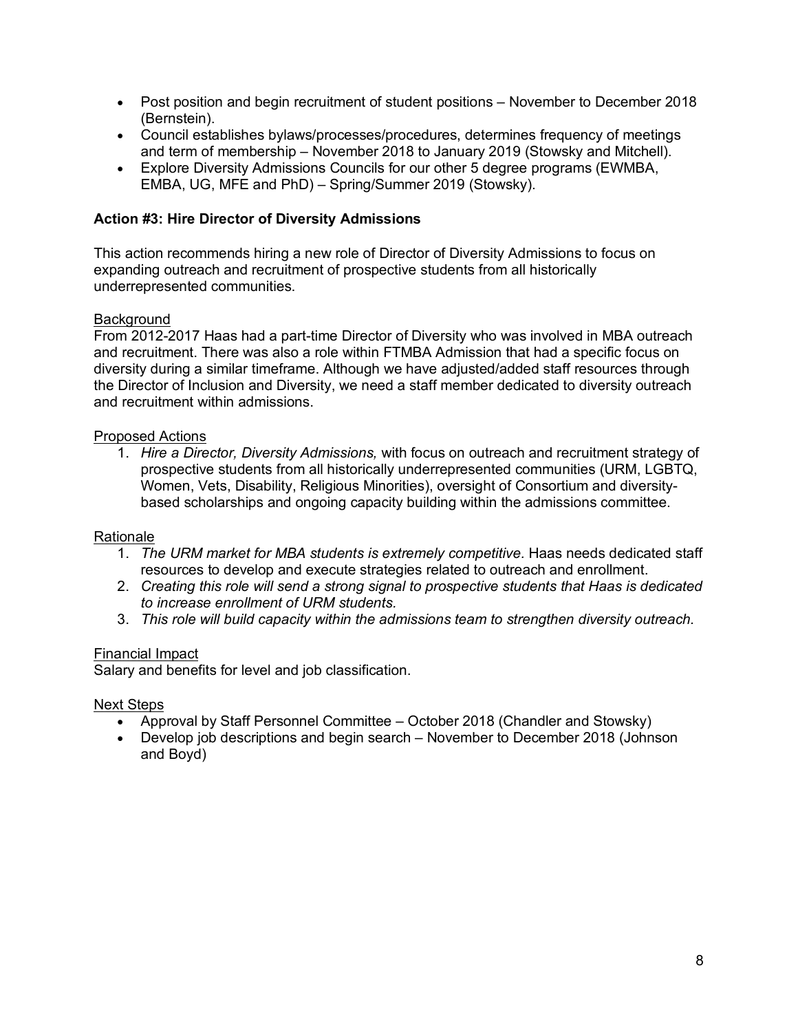- Post position and begin recruitment of student positions – November to December 2018 (Bernstein).
- Council establishes bylaws/processes/procedures, determines frequency of meetings and term of membership – November 2018 to January 2019 (Stowsky and Mitchell).
- Explore Diversity Admissions Councils for our other 5 degree programs (EWMBA, EMBA, UG, MFE and PhD) – Spring/Summer 2019 (Stowsky).

**Action #3: Hire Director of Diversity Admissions**

This action recommends hiring a new role of Director of Diversity Admissions to focus on expanding outreach and recruitment of prospective students from all historically underrepresented communities.

<u>Background</u>

From 2012-2017 Haas had a part-time Director of Diversity who was involved in MBA outreach and recruitment. There was also a role within FTMBA Admission that had a specific focus on diversity during a similar timeframe. Although we have adjusted/added staff resources through the Director of Inclusion and Diversity, we need a staff member dedicated to diversity outreach and recruitment within admissions.

<u>Proposed Actions</u>

1. *Hire a Director, Diversity Admissions,* with focus on outreach and recruitment strategy of prospective students from all historically underrepresented communities (URM, LGBTQ, Women, Vets, Disability, Religious Minorities), oversight of Consortium and diversity-based scholarships and ongoing capacity building within the admissions committee.

<u>Rationale</u>

1. *The URM market for MBA students is extremely competitive.* Haas needs dedicated staff resources to develop and execute strategies related to outreach and enrollment.
2. *Creating this role will send a strong signal to prospective students that Haas is dedicated to increase enrollment of URM students.*
3. *This role will build capacity within the admissions team to strengthen diversity outreach.*

<u>Financial Impact</u>

Salary and benefits for level and job classification.

<u>Next Steps</u>

- Approval by Staff Personnel Committee – October 2018 (Chandler and Stowsky)
- Develop job descriptions and begin search – November to December 2018 (Johnson and Boyd)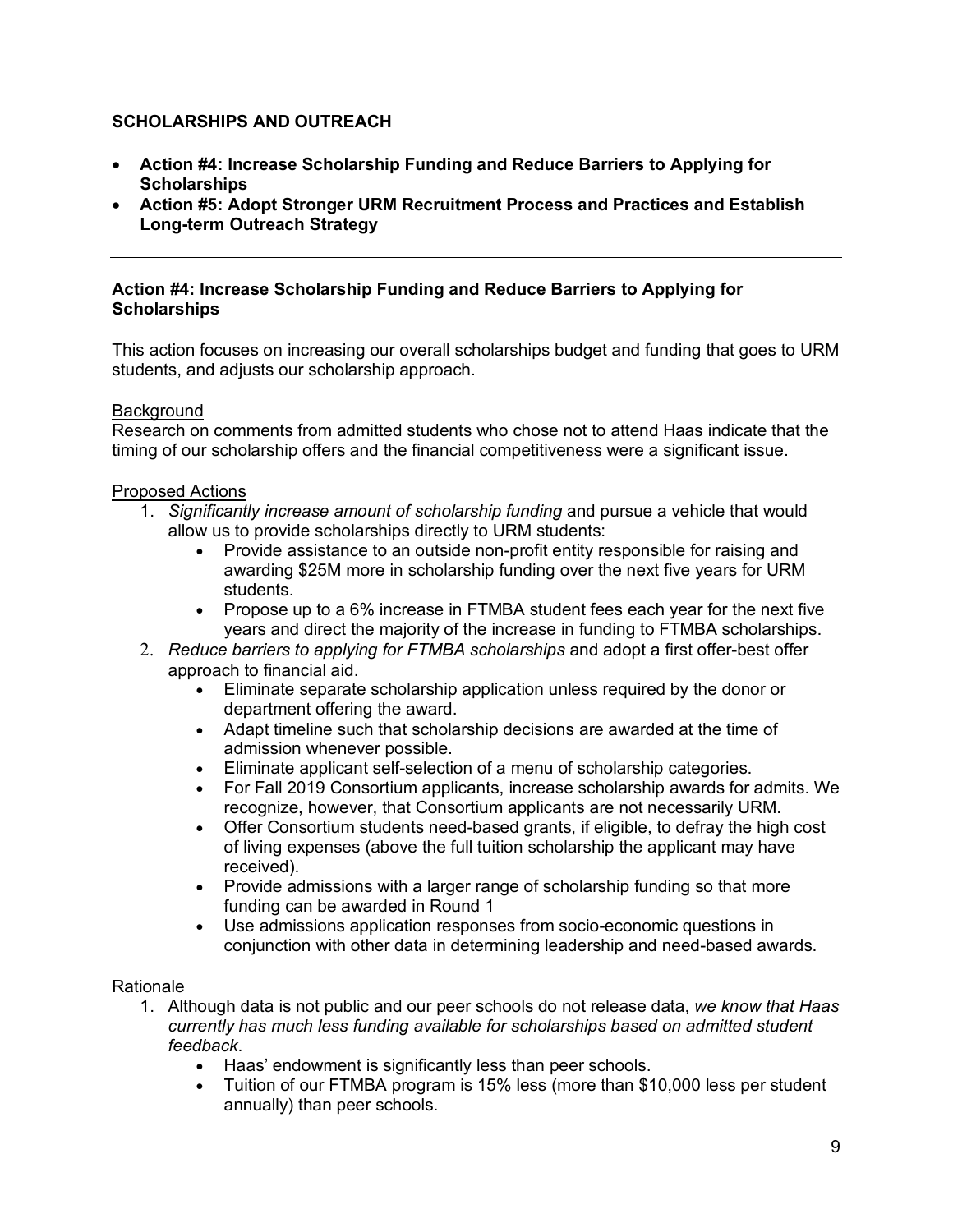## SCHOLARSHIPS AND OUTREACH

- **Action #4: Increase Scholarship Funding and Reduce Barriers to Applying for Scholarships**
- **Action #5: Adopt Stronger URM Recruitment Process and Practices and Establish Long-term Outreach Strategy**

---

### Action #4: Increase Scholarship Funding and Reduce Barriers to Applying for Scholarships

This action focuses on increasing our overall scholarships budget and funding that goes to URM students, and adjusts our scholarship approach.

Background

Research on comments from admitted students who chose not to attend Haas indicate that the timing of our scholarship offers and the financial competitiveness were a significant issue.

Proposed Actions

1. *Significantly increase amount of scholarship funding* and pursue a vehicle that would allow us to provide scholarships directly to URM students:
   - Provide assistance to an outside non-profit entity responsible for raising and awarding $25M more in scholarship funding over the next five years for URM students.
   - Propose up to a 6% increase in FTMBA student fees each year for the next five years and direct the majority of the increase in funding to FTMBA scholarships.
2. *Reduce barriers to applying for FTMBA scholarships* and adopt a first offer-best offer approach to financial aid.
   - Eliminate separate scholarship application unless required by the donor or department offering the award.
   - Adapt timeline such that scholarship decisions are awarded at the time of admission whenever possible.
   - Eliminate applicant self-selection of a menu of scholarship categories.
   - For Fall 2019 Consortium applicants, increase scholarship awards for admits. We recognize, however, that Consortium applicants are not necessarily URM.
   - Offer Consortium students need-based grants, if eligible, to defray the high cost of living expenses (above the full tuition scholarship the applicant may have received).
   - Provide admissions with a larger range of scholarship funding so that more funding can be awarded in Round 1
   - Use admissions application responses from socio-economic questions in conjunction with other data in determining leadership and need-based awards.

Rationale

1. Although data is not public and our peer schools do not release data, *we know that Haas currently has much less funding available for scholarships based on admitted student feedback*.
   - Haas' endowment is significantly less than peer schools.
   - Tuition of our FTMBA program is 15% less (more than $10,000 less per student annually) than peer schools.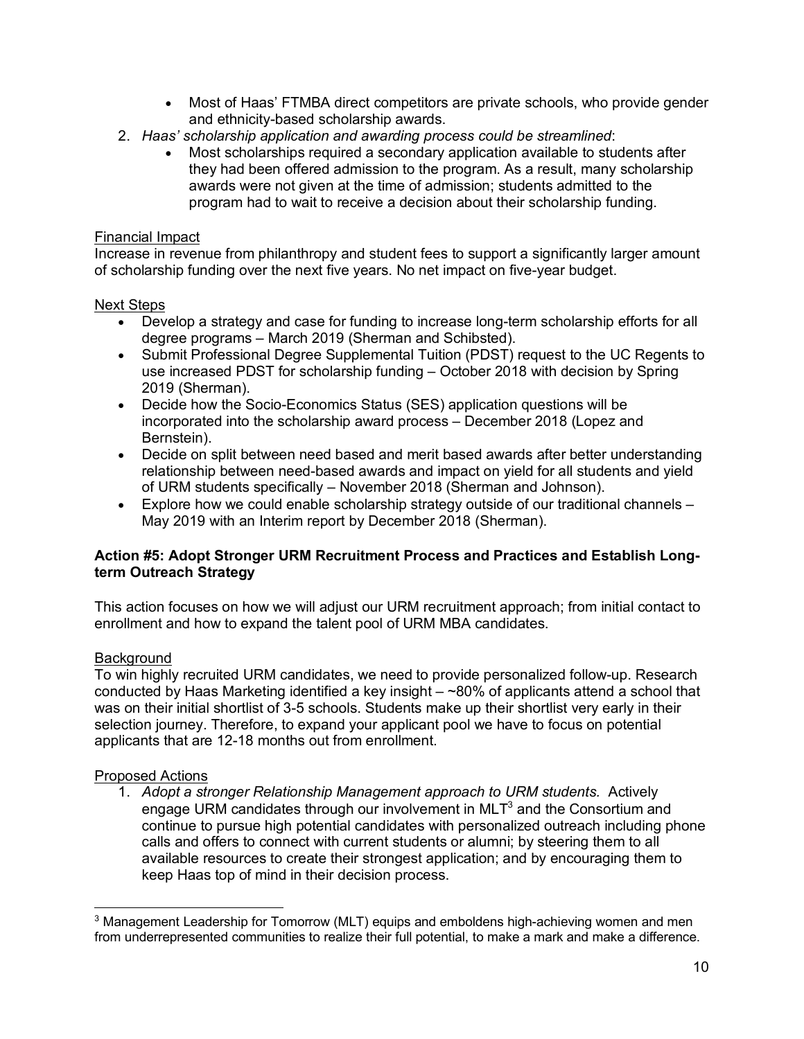- Most of Haas' FTMBA direct competitors are private schools, who provide gender and ethnicity-based scholarship awards.

2. *Haas' scholarship application and awarding process could be streamlined*:
    - Most scholarships required a secondary application available to students after they had been offered admission to the program. As a result, many scholarship awards were not given at the time of admission; students admitted to the program had to wait to receive a decision about their scholarship funding.

Financial Impact

Increase in revenue from philanthropy and student fees to support a significantly larger amount of scholarship funding over the next five years. No net impact on five-year budget.

Next Steps

- Develop a strategy and case for funding to increase long-term scholarship efforts for all degree programs – March 2019 (Sherman and Schibsted).
- Submit Professional Degree Supplemental Tuition (PDST) request to the UC Regents to use increased PDST for scholarship funding – October 2018 with decision by Spring 2019 (Sherman).
- Decide how the Socio-Economics Status (SES) application questions will be incorporated into the scholarship award process – December 2018 (Lopez and Bernstein).
- Decide on split between need based and merit based awards after better understanding relationship between need-based awards and impact on yield for all students and yield of URM students specifically – November 2018 (Sherman and Johnson).
- Explore how we could enable scholarship strategy outside of our traditional channels – May 2019 with an Interim report by December 2018 (Sherman).

**Action #5: Adopt Stronger URM Recruitment Process and Practices and Establish Long-term Outreach Strategy**

This action focuses on how we will adjust our URM recruitment approach; from initial contact to enrollment and how to expand the talent pool of URM MBA candidates.

Background

To win highly recruited URM candidates, we need to provide personalized follow-up. Research conducted by Haas Marketing identified a key insight – ~80% of applicants attend a school that was on their initial shortlist of 3-5 schools. Students make up their shortlist very early in their selection journey. Therefore, to expand your applicant pool we have to focus on potential applicants that are 12-18 months out from enrollment.

Proposed Actions

1. *Adopt a stronger Relationship Management approach to URM students.* Actively engage URM candidates through our involvement in MLT[3] and the Consortium and continue to pursue high potential candidates with personalized outreach including phone calls and offers to connect with current students or alumni; by steering them to all available resources to create their strongest application; and by encouraging them to keep Haas top of mind in their decision process.

[3] Management Leadership for Tomorrow (MLT) equips and emboldens high-achieving women and men from underrepresented communities to realize their full potential, to make a mark and make a difference.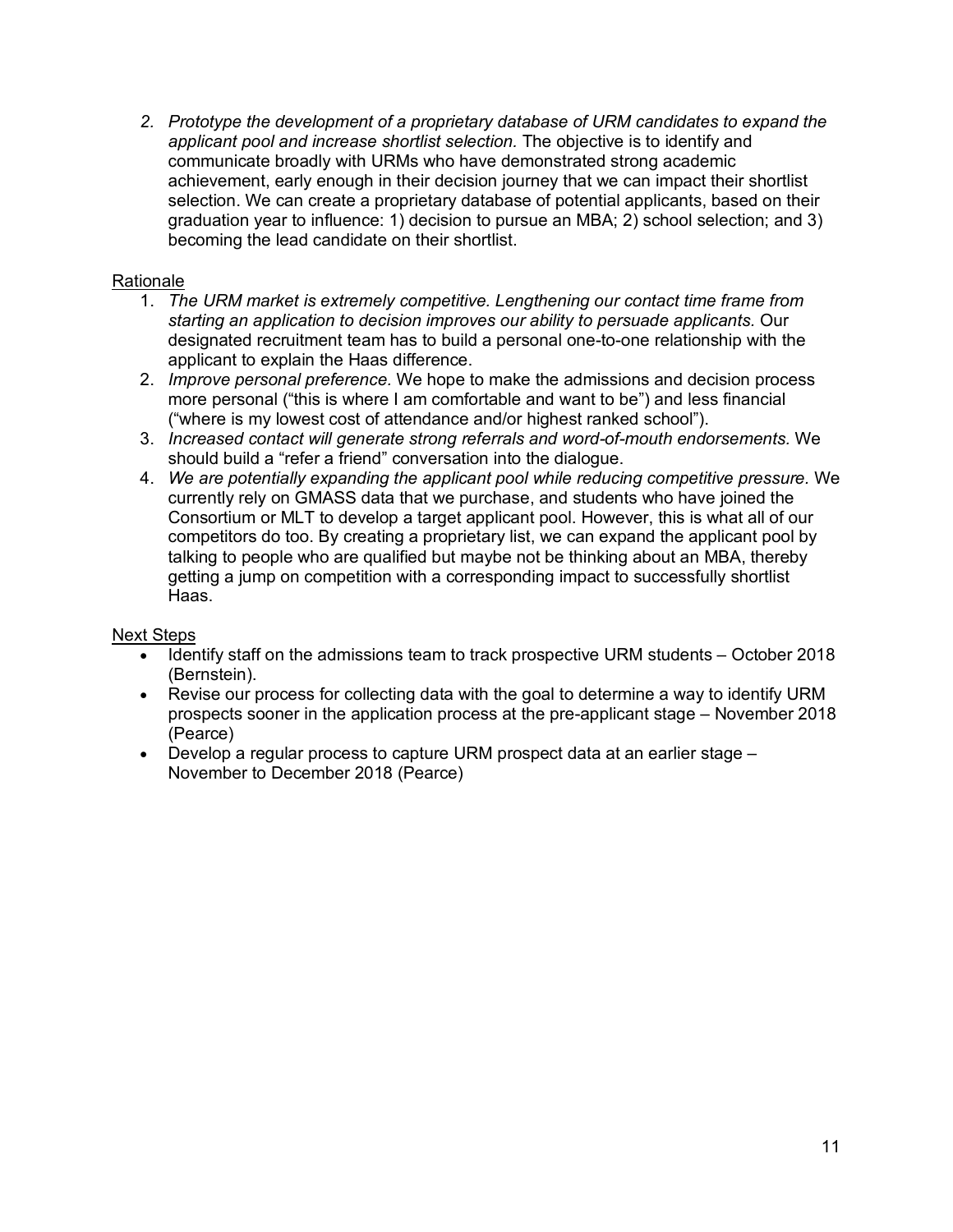2. *Prototype the development of a proprietary database of URM candidates to expand the applicant pool and increase shortlist selection.* The objective is to identify and communicate broadly with URMs who have demonstrated strong academic achievement, early enough in their decision journey that we can impact their shortlist selection. We can create a proprietary database of potential applicants, based on their graduation year to influence: 1) decision to pursue an MBA; 2) school selection; and 3) becoming the lead candidate on their shortlist.

<u>Rationale</u>

1. *The URM market is extremely competitive. Lengthening our contact time frame from starting an application to decision improves our ability to persuade applicants.* Our designated recruitment team has to build a personal one-to-one relationship with the applicant to explain the Haas difference.
2. *Improve personal preference.* We hope to make the admissions and decision process more personal ("this is where I am comfortable and want to be") and less financial ("where is my lowest cost of attendance and/or highest ranked school").
3. *Increased contact will generate strong referrals and word-of-mouth endorsements.* We should build a "refer a friend" conversation into the dialogue.
4. *We are potentially expanding the applicant pool while reducing competitive pressure.* We currently rely on GMASS data that we purchase, and students who have joined the Consortium or MLT to develop a target applicant pool. However, this is what all of our competitors do too. By creating a proprietary list, we can expand the applicant pool by talking to people who are qualified but maybe not be thinking about an MBA, thereby getting a jump on competition with a corresponding impact to successfully shortlist Haas.

<u>Next Steps</u>

- Identify staff on the admissions team to track prospective URM students – October 2018 (Bernstein).
- Revise our process for collecting data with the goal to determine a way to identify URM prospects sooner in the application process at the pre-applicant stage – November 2018 (Pearce)
- Develop a regular process to capture URM prospect data at an earlier stage – November to December 2018 (Pearce)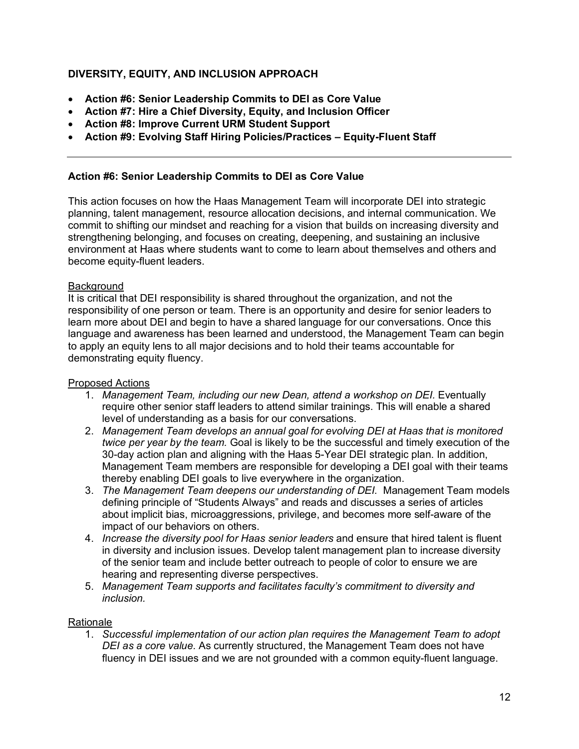## DIVERSITY, EQUITY, AND INCLUSION APPROACH

- **Action #6: Senior Leadership Commits to DEI as Core Value**
- **Action #7: Hire a Chief Diversity, Equity, and Inclusion Officer**
- **Action #8: Improve Current URM Student Support**
- **Action #9: Evolving Staff Hiring Policies/Practices – Equity-Fluent Staff**

---

### Action #6: Senior Leadership Commits to DEI as Core Value

This action focuses on how the Haas Management Team will incorporate DEI into strategic planning, talent management, resource allocation decisions, and internal communication. We commit to shifting our mindset and reaching for a vision that builds on increasing diversity and strengthening belonging, and focuses on creating, deepening, and sustaining an inclusive environment at Haas where students want to come to learn about themselves and others and become equity-fluent leaders.

<u>Background</u>
It is critical that DEI responsibility is shared throughout the organization, and not the responsibility of one person or team. There is an opportunity and desire for senior leaders to learn more about DEI and begin to have a shared language for our conversations. Once this language and awareness has been learned and understood, the Management Team can begin to apply an equity lens to all major decisions and to hold their teams accountable for demonstrating equity fluency.

<u>Proposed Actions</u>

1. *Management Team, including our new Dean, attend a workshop on DEI.* Eventually require other senior staff leaders to attend similar trainings. This will enable a shared level of understanding as a basis for our conversations.
2. *Management Team develops an annual goal for evolving DEI at Haas that is monitored twice per year by the team.* Goal is likely to be the successful and timely execution of the 30-day action plan and aligning with the Haas 5-Year DEI strategic plan. In addition, Management Team members are responsible for developing a DEI goal with their teams thereby enabling DEI goals to live everywhere in the organization.
3. *The Management Team deepens our understanding of DEI.* Management Team models defining principle of "Students Always" and reads and discusses a series of articles about implicit bias, microaggressions, privilege, and becomes more self-aware of the impact of our behaviors on others.
4. *Increase the diversity pool for Haas senior leaders* and ensure that hired talent is fluent in diversity and inclusion issues. Develop talent management plan to increase diversity of the senior team and include better outreach to people of color to ensure we are hearing and representing diverse perspectives.
5. *Management Team supports and facilitates faculty's commitment to diversity and inclusion.*

<u>Rationale</u>

1. *Successful implementation of our action plan requires the Management Team to adopt DEI as a core value.* As currently structured, the Management Team does not have fluency in DEI issues and we are not grounded with a common equity-fluent language.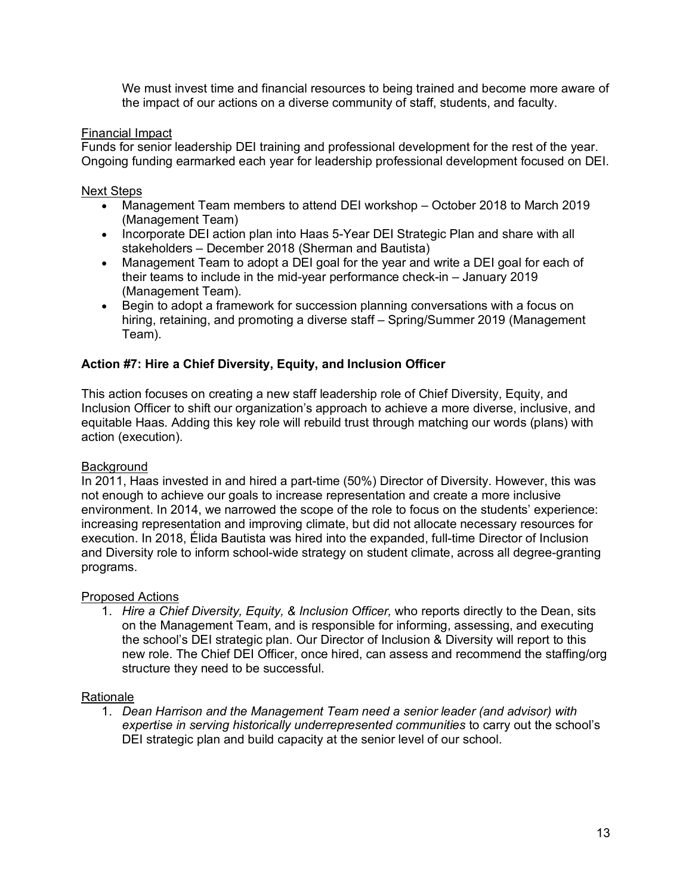We must invest time and financial resources to being trained and become more aware of the impact of our actions on a diverse community of staff, students, and faculty.

Financial Impact

Funds for senior leadership DEI training and professional development for the rest of the year. Ongoing funding earmarked each year for leadership professional development focused on DEI.

Next Steps

- Management Team members to attend DEI workshop – October 2018 to March 2019 (Management Team)
- Incorporate DEI action plan into Haas 5-Year DEI Strategic Plan and share with all stakeholders – December 2018 (Sherman and Bautista)
- Management Team to adopt a DEI goal for the year and write a DEI goal for each of their teams to include in the mid-year performance check-in – January 2019 (Management Team).
- Begin to adopt a framework for succession planning conversations with a focus on hiring, retaining, and promoting a diverse staff – Spring/Summer 2019 (Management Team).

**Action #7: Hire a Chief Diversity, Equity, and Inclusion Officer**

This action focuses on creating a new staff leadership role of Chief Diversity, Equity, and Inclusion Officer to shift our organization's approach to achieve a more diverse, inclusive, and equitable Haas. Adding this key role will rebuild trust through matching our words (plans) with action (execution).

Background

In 2011, Haas invested in and hired a part-time (50%) Director of Diversity. However, this was not enough to achieve our goals to increase representation and create a more inclusive environment. In 2014, we narrowed the scope of the role to focus on the students' experience: increasing representation and improving climate, but did not allocate necessary resources for execution. In 2018, Élida Bautista was hired into the expanded, full-time Director of Inclusion and Diversity role to inform school-wide strategy on student climate, across all degree-granting programs.

Proposed Actions

1. *Hire a Chief Diversity, Equity, & Inclusion Officer,* who reports directly to the Dean, sits on the Management Team, and is responsible for informing, assessing, and executing the school's DEI strategic plan. Our Director of Inclusion & Diversity will report to this new role. The Chief DEI Officer, once hired, can assess and recommend the staffing/org structure they need to be successful.

Rationale

1. *Dean Harrison and the Management Team need a senior leader (and advisor) with expertise in serving historically underrepresented communities* to carry out the school's DEI strategic plan and build capacity at the senior level of our school.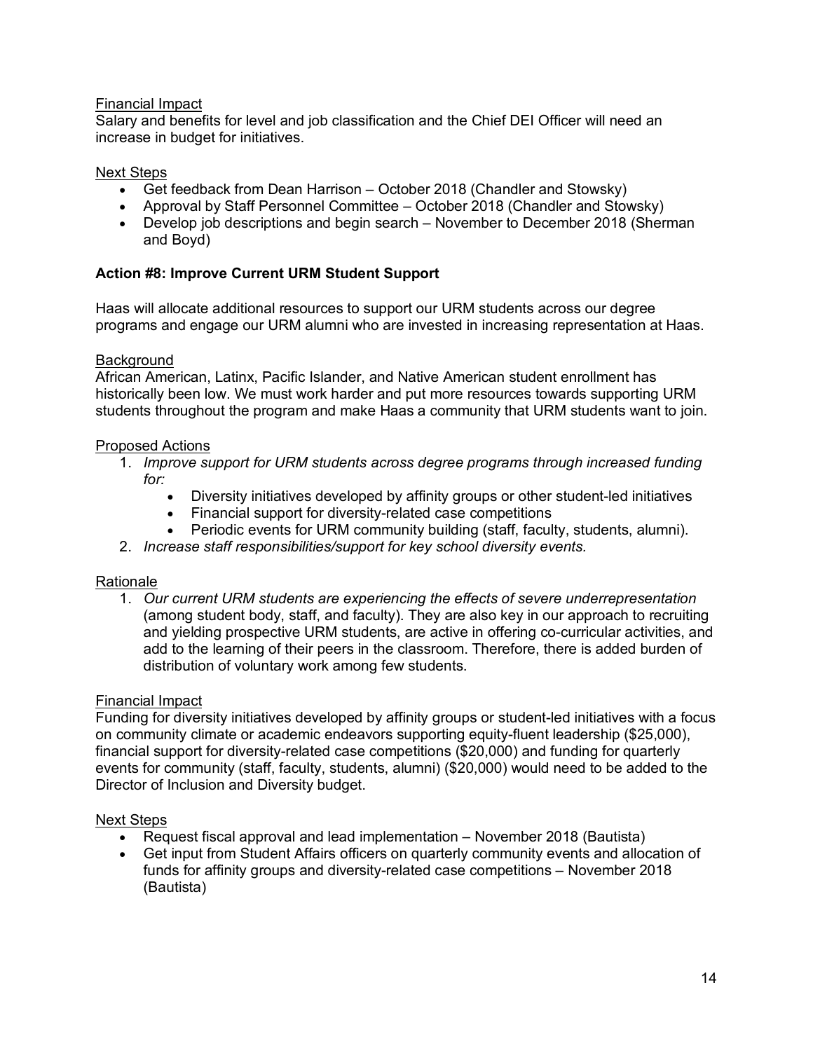<u>Financial Impact</u>

Salary and benefits for level and job classification and the Chief DEI Officer will need an increase in budget for initiatives.

<u>Next Steps</u>

- Get feedback from Dean Harrison – October 2018 (Chandler and Stowsky)
- Approval by Staff Personnel Committee – October 2018 (Chandler and Stowsky)
- Develop job descriptions and begin search – November to December 2018 (Sherman and Boyd)

**Action #8: Improve Current URM Student Support**

Haas will allocate additional resources to support our URM students across our degree programs and engage our URM alumni who are invested in increasing representation at Haas.

<u>Background</u>

African American, Latinx, Pacific Islander, and Native American student enrollment has historically been low. We must work harder and put more resources towards supporting URM students throughout the program and make Haas a community that URM students want to join.

<u>Proposed Actions</u>

1. *Improve support for URM students across degree programs through increased funding for:*
   - Diversity initiatives developed by affinity groups or other student-led initiatives
   - Financial support for diversity-related case competitions
   - Periodic events for URM community building (staff, faculty, students, alumni).
2. *Increase staff responsibilities/support for key school diversity events.*

<u>Rationale</u>

1. *Our current URM students are experiencing the effects of severe underrepresentation* (among student body, staff, and faculty). They are also key in our approach to recruiting and yielding prospective URM students, are active in offering co-curricular activities, and add to the learning of their peers in the classroom. Therefore, there is added burden of distribution of voluntary work among few students.

<u>Financial Impact</u>

Funding for diversity initiatives developed by affinity groups or student-led initiatives with a focus on community climate or academic endeavors supporting equity-fluent leadership ($25,000), financial support for diversity-related case competitions ($20,000) and funding for quarterly events for community (staff, faculty, students, alumni) ($20,000) would need to be added to the Director of Inclusion and Diversity budget.

<u>Next Steps</u>

- Request fiscal approval and lead implementation – November 2018 (Bautista)
- Get input from Student Affairs officers on quarterly community events and allocation of funds for affinity groups and diversity-related case competitions – November 2018 (Bautista)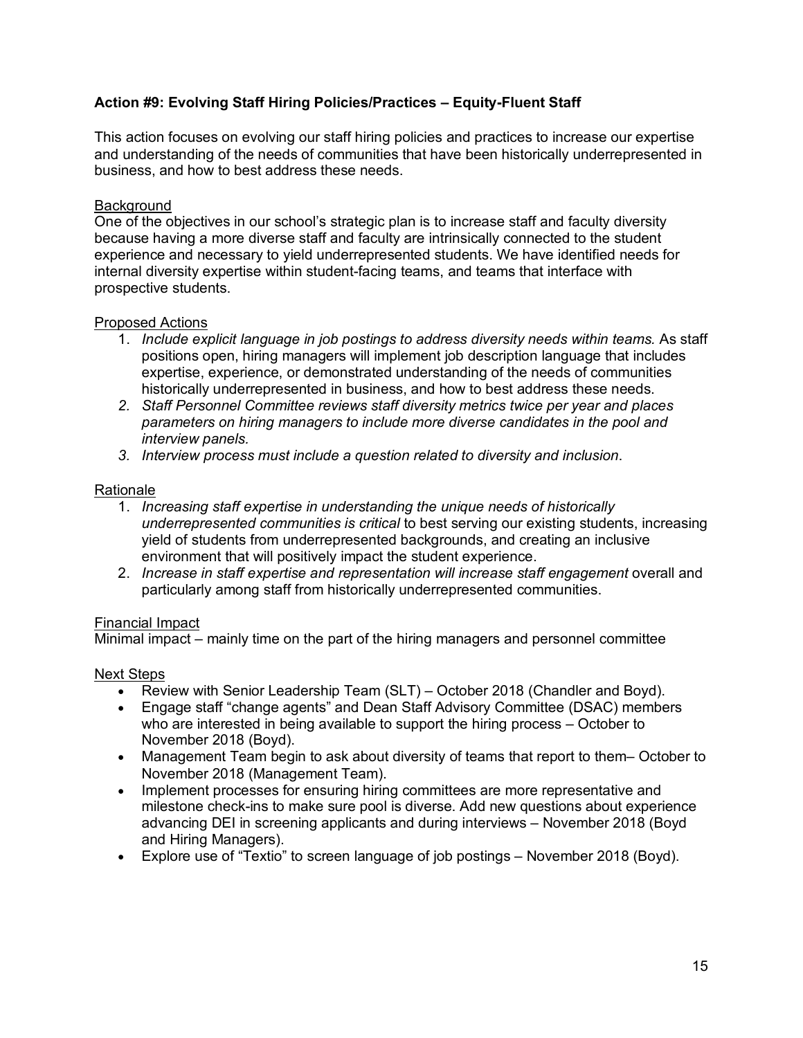**Action #9: Evolving Staff Hiring Policies/Practices – Equity-Fluent Staff**

This action focuses on evolving our staff hiring policies and practices to increase our expertise and understanding of the needs of communities that have been historically underrepresented in business, and how to best address these needs.

<u>Background</u>
One of the objectives in our school's strategic plan is to increase staff and faculty diversity because having a more diverse staff and faculty are intrinsically connected to the student experience and necessary to yield underrepresented students. We have identified needs for internal diversity expertise within student-facing teams, and teams that interface with prospective students.

<u>Proposed Actions</u>

1. *Include explicit language in job postings to address diversity needs within teams.* As staff positions open, hiring managers will implement job description language that includes expertise, experience, or demonstrated understanding of the needs of communities historically underrepresented in business, and how to best address these needs.
2. *Staff Personnel Committee reviews staff diversity metrics twice per year and places parameters on hiring managers to include more diverse candidates in the pool and interview panels.*
3. *Interview process must include a question related to diversity and inclusion*.

<u>Rationale</u>

1. *Increasing staff expertise in understanding the unique needs of historically underrepresented communities is critical* to best serving our existing students, increasing yield of students from underrepresented backgrounds, and creating an inclusive environment that will positively impact the student experience.
2. *Increase in staff expertise and representation will increase staff engagement* overall and particularly among staff from historically underrepresented communities.

<u>Financial Impact</u>
Minimal impact – mainly time on the part of the hiring managers and personnel committee

<u>Next Steps</u>

- Review with Senior Leadership Team (SLT) – October 2018 (Chandler and Boyd).
- Engage staff "change agents" and Dean Staff Advisory Committee (DSAC) members who are interested in being available to support the hiring process – October to November 2018 (Boyd).
- Management Team begin to ask about diversity of teams that report to them– October to November 2018 (Management Team).
- Implement processes for ensuring hiring committees are more representative and milestone check-ins to make sure pool is diverse. Add new questions about experience advancing DEI in screening applicants and during interviews – November 2018 (Boyd and Hiring Managers).
- Explore use of "Textio" to screen language of job postings – November 2018 (Boyd).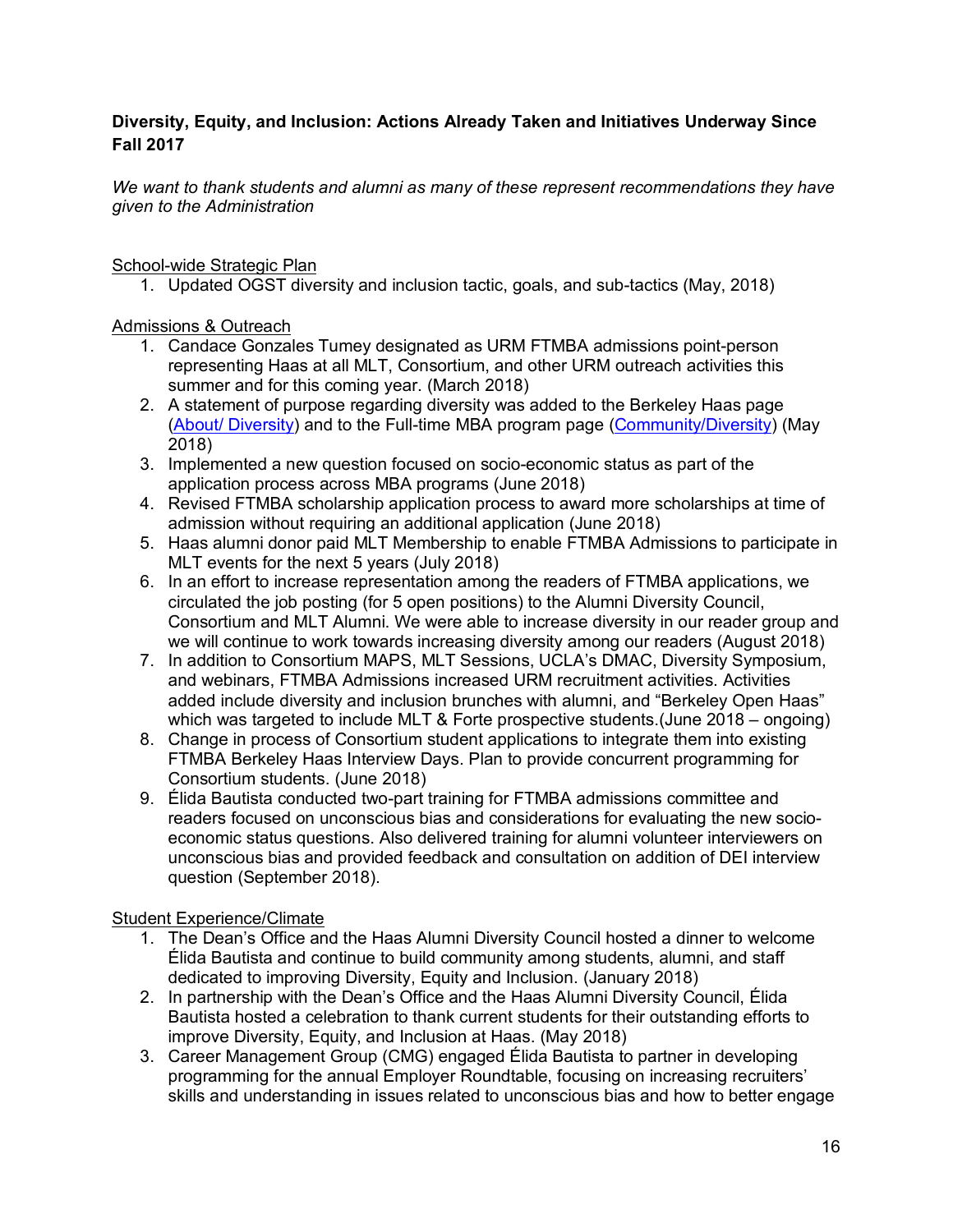**Diversity, Equity, and Inclusion: Actions Already Taken and Initiatives Underway Since Fall 2017**

*We want to thank students and alumni as many of these represent recommendations they have given to the Administration*

School-wide Strategic Plan

1. Updated OGST diversity and inclusion tactic, goals, and sub-tactics (May, 2018)

Admissions & Outreach

1. Candace Gonzales Tumey designated as URM FTMBA admissions point-person representing Haas at all MLT, Consortium, and other URM outreach activities this summer and for this coming year. (March 2018)
2. A statement of purpose regarding diversity was added to the Berkeley Haas page ([About/ Diversity]) and to the Full-time MBA program page ([Community/Diversity]) (May 2018)
3. Implemented a new question focused on socio-economic status as part of the application process across MBA programs (June 2018)
4. Revised FTMBA scholarship application process to award more scholarships at time of admission without requiring an additional application (June 2018)
5. Haas alumni donor paid MLT Membership to enable FTMBA Admissions to participate in MLT events for the next 5 years (July 2018)
6. In an effort to increase representation among the readers of FTMBA applications, we circulated the job posting (for 5 open positions) to the Alumni Diversity Council, Consortium and MLT Alumni. We were able to increase diversity in our reader group and we will continue to work towards increasing diversity among our readers (August 2018)
7. In addition to Consortium MAPS, MLT Sessions, UCLA's DMAC, Diversity Symposium, and webinars, FTMBA Admissions increased URM recruitment activities. Activities added include diversity and inclusion brunches with alumni, and "Berkeley Open Haas" which was targeted to include MLT & Forte prospective students.(June 2018 – ongoing)
8. Change in process of Consortium student applications to integrate them into existing FTMBA Berkeley Haas Interview Days. Plan to provide concurrent programming for Consortium students. (June 2018)
9. Élida Bautista conducted two-part training for FTMBA admissions committee and readers focused on unconscious bias and considerations for evaluating the new socio-economic status questions. Also delivered training for alumni volunteer interviewers on unconscious bias and provided feedback and consultation on addition of DEI interview question (September 2018).

Student Experience/Climate

1. The Dean's Office and the Haas Alumni Diversity Council hosted a dinner to welcome Élida Bautista and continue to build community among students, alumni, and staff dedicated to improving Diversity, Equity and Inclusion. (January 2018)
2. In partnership with the Dean's Office and the Haas Alumni Diversity Council, Élida Bautista hosted a celebration to thank current students for their outstanding efforts to improve Diversity, Equity, and Inclusion at Haas. (May 2018)
3. Career Management Group (CMG) engaged Élida Bautista to partner in developing programming for the annual Employer Roundtable, focusing on increasing recruiters' skills and understanding in issues related to unconscious bias and how to better engage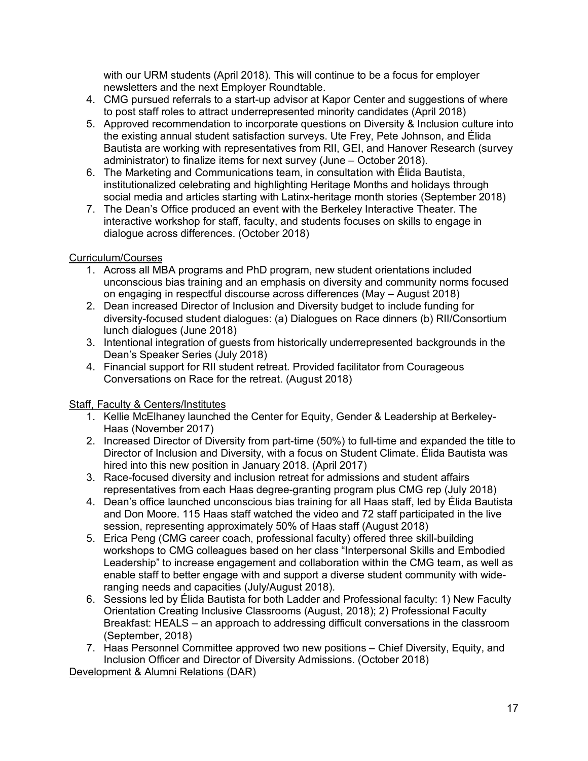with our URM students (April 2018). This will continue to be a focus for employer newsletters and the next Employer Roundtable.

4. CMG pursued referrals to a start-up advisor at Kapor Center and suggestions of where to post staff roles to attract underrepresented minority candidates (April 2018)
5. Approved recommendation to incorporate questions on Diversity & Inclusion culture into the existing annual student satisfaction surveys. Ute Frey, Pete Johnson, and Élida Bautista are working with representatives from RII, GEI, and Hanover Research (survey administrator) to finalize items for next survey (June – October 2018).
6. The Marketing and Communications team, in consultation with Élida Bautista, institutionalized celebrating and highlighting Heritage Months and holidays through social media and articles starting with Latinx-heritage month stories (September 2018)
7. The Dean's Office produced an event with the Berkeley Interactive Theater. The interactive workshop for staff, faculty, and students focuses on skills to engage in dialogue across differences. (October 2018)

<u>Curriculum/Courses</u>

1. Across all MBA programs and PhD program, new student orientations included unconscious bias training and an emphasis on diversity and community norms focused on engaging in respectful discourse across differences (May – August 2018)
2. Dean increased Director of Inclusion and Diversity budget to include funding for diversity-focused student dialogues: (a) Dialogues on Race dinners (b) RII/Consortium lunch dialogues (June 2018)
3. Intentional integration of guests from historically underrepresented backgrounds in the Dean's Speaker Series (July 2018)
4. Financial support for RII student retreat. Provided facilitator from Courageous Conversations on Race for the retreat. (August 2018)

<u>Staff, Faculty & Centers/Institutes</u>

1. Kellie McElhaney launched the Center for Equity, Gender & Leadership at Berkeley-Haas (November 2017)
2. Increased Director of Diversity from part-time (50%) to full-time and expanded the title to Director of Inclusion and Diversity, with a focus on Student Climate. Élida Bautista was hired into this new position in January 2018. (April 2017)
3. Race-focused diversity and inclusion retreat for admissions and student affairs representatives from each Haas degree-granting program plus CMG rep (July 2018)
4. Dean's office launched unconscious bias training for all Haas staff, led by Élida Bautista and Don Moore. 115 Haas staff watched the video and 72 staff participated in the live session, representing approximately 50% of Haas staff (August 2018)
5. Erica Peng (CMG career coach, professional faculty) offered three skill-building workshops to CMG colleagues based on her class "Interpersonal Skills and Embodied Leadership" to increase engagement and collaboration within the CMG team, as well as enable staff to better engage with and support a diverse student community with wide-ranging needs and capacities (July/August 2018).
6. Sessions led by Élida Bautista for both Ladder and Professional faculty: 1) New Faculty Orientation Creating Inclusive Classrooms (August, 2018); 2) Professional Faculty Breakfast: HEALS – an approach to addressing difficult conversations in the classroom (September, 2018)
7. Haas Personnel Committee approved two new positions – Chief Diversity, Equity, and Inclusion Officer and Director of Diversity Admissions. (October 2018)

<u>Development & Alumni Relations (DAR)</u>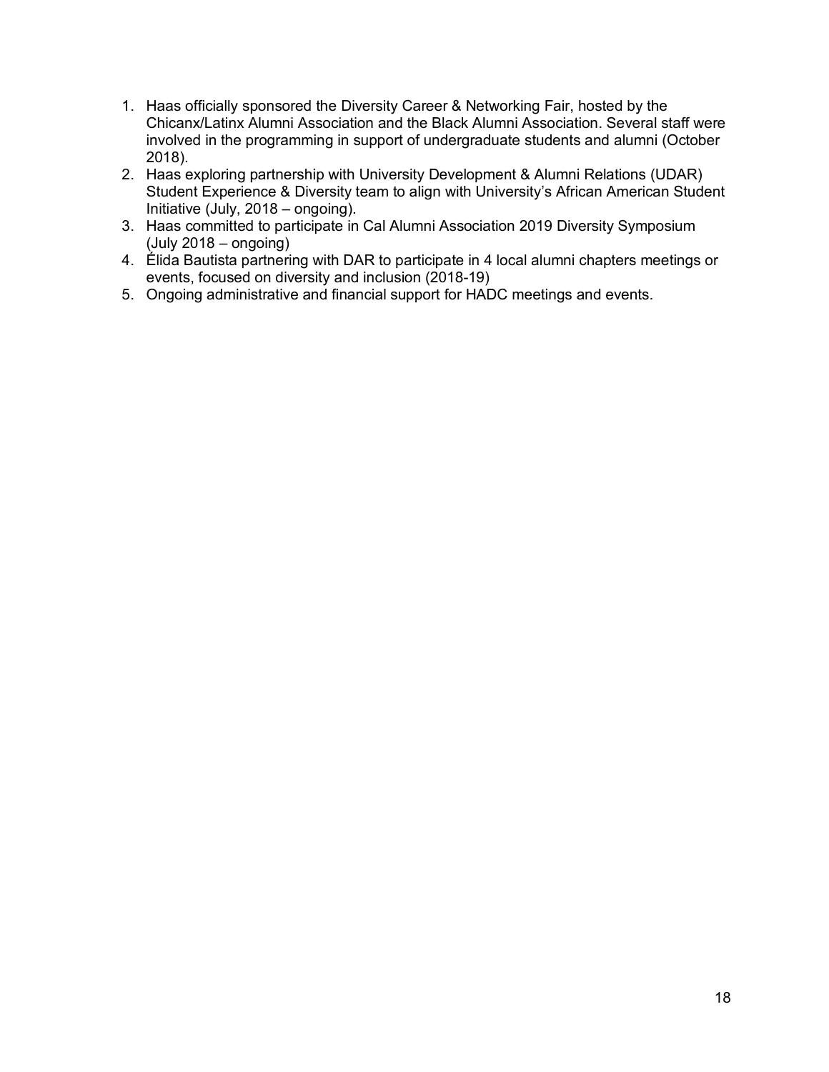1. Haas officially sponsored the Diversity Career & Networking Fair, hosted by the Chicanx/Latinx Alumni Association and the Black Alumni Association. Several staff were involved in the programming in support of undergraduate students and alumni (October 2018).
2. Haas exploring partnership with University Development & Alumni Relations (UDAR) Student Experience & Diversity team to align with University's African American Student Initiative (July, 2018 – ongoing).
3. Haas committed to participate in Cal Alumni Association 2019 Diversity Symposium (July 2018 – ongoing)
4. Élida Bautista partnering with DAR to participate in 4 local alumni chapters meetings or events, focused on diversity and inclusion (2018-19)
5. Ongoing administrative and financial support for HADC meetings and events.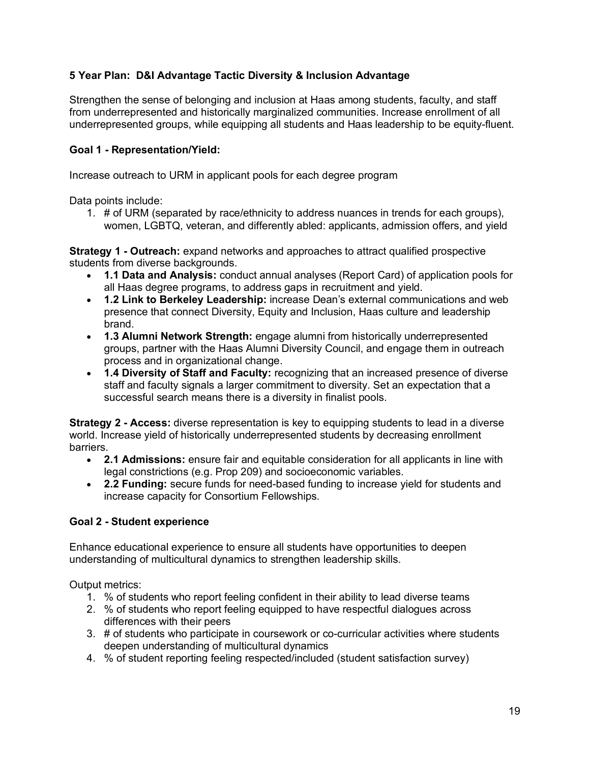**5 Year Plan: D&I Advantage Tactic Diversity & Inclusion Advantage**

Strengthen the sense of belonging and inclusion at Haas among students, faculty, and staff from underrepresented and historically marginalized communities. Increase enrollment of all underrepresented groups, while equipping all students and Haas leadership to be equity-fluent.

**Goal 1 - Representation/Yield:**

Increase outreach to URM in applicant pools for each degree program

Data points include:

1. # of URM (separated by race/ethnicity to address nuances in trends for each groups), women, LGBTQ, veteran, and differently abled: applicants, admission offers, and yield

**Strategy 1 - Outreach:** expand networks and approaches to attract qualified prospective students from diverse backgrounds.

- **1.1 Data and Analysis:** conduct annual analyses (Report Card) of application pools for all Haas degree programs, to address gaps in recruitment and yield.
- **1.2 Link to Berkeley Leadership:** increase Dean's external communications and web presence that connect Diversity, Equity and Inclusion, Haas culture and leadership brand.
- **1.3 Alumni Network Strength:** engage alumni from historically underrepresented groups, partner with the Haas Alumni Diversity Council, and engage them in outreach process and in organizational change.
- **1.4 Diversity of Staff and Faculty:** recognizing that an increased presence of diverse staff and faculty signals a larger commitment to diversity. Set an expectation that a successful search means there is a diversity in finalist pools.

**Strategy 2 - Access:** diverse representation is key to equipping students to lead in a diverse world. Increase yield of historically underrepresented students by decreasing enrollment barriers.

- **2.1 Admissions:** ensure fair and equitable consideration for all applicants in line with legal constrictions (e.g. Prop 209) and socioeconomic variables.
- **2.2 Funding:** secure funds for need-based funding to increase yield for students and increase capacity for Consortium Fellowships.

**Goal 2 - Student experience**

Enhance educational experience to ensure all students have opportunities to deepen understanding of multicultural dynamics to strengthen leadership skills.

Output metrics:

1. % of students who report feeling confident in their ability to lead diverse teams
2. % of students who report feeling equipped to have respectful dialogues across differences with their peers
3. # of students who participate in coursework or co-curricular activities where students deepen understanding of multicultural dynamics
4. % of student reporting feeling respected/included (student satisfaction survey)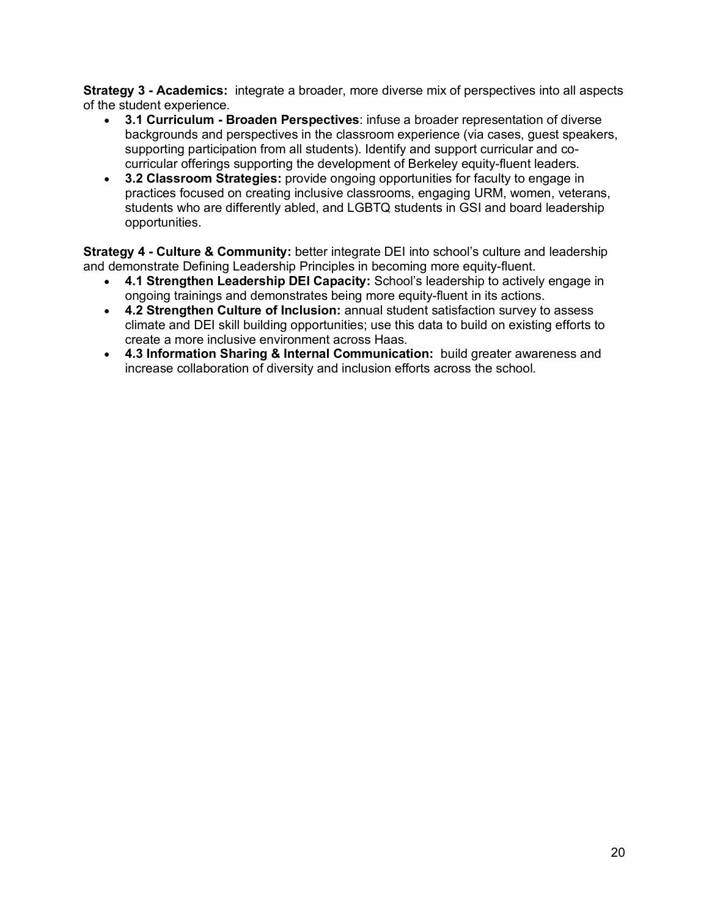**Strategy 3 - Academics:** integrate a broader, more diverse mix of perspectives into all aspects of the student experience.

- **3.1 Curriculum - Broaden Perspectives**: infuse a broader representation of diverse backgrounds and perspectives in the classroom experience (via cases, guest speakers, supporting participation from all students). Identify and support curricular and co-curricular offerings supporting the development of Berkeley equity-fluent leaders.
- **3.2 Classroom Strategies:** provide ongoing opportunities for faculty to engage in practices focused on creating inclusive classrooms, engaging URM, women, veterans, students who are differently abled, and LGBTQ students in GSI and board leadership opportunities.

**Strategy 4 - Culture & Community:** better integrate DEI into school's culture and leadership and demonstrate Defining Leadership Principles in becoming more equity-fluent.

- **4.1 Strengthen Leadership DEI Capacity:** School's leadership to actively engage in ongoing trainings and demonstrates being more equity-fluent in its actions.
- **4.2 Strengthen Culture of Inclusion:** annual student satisfaction survey to assess climate and DEI skill building opportunities; use this data to build on existing efforts to create a more inclusive environment across Haas.
- **4.3 Information Sharing & Internal Communication:** build greater awareness and increase collaboration of diversity and inclusion efforts across the school.